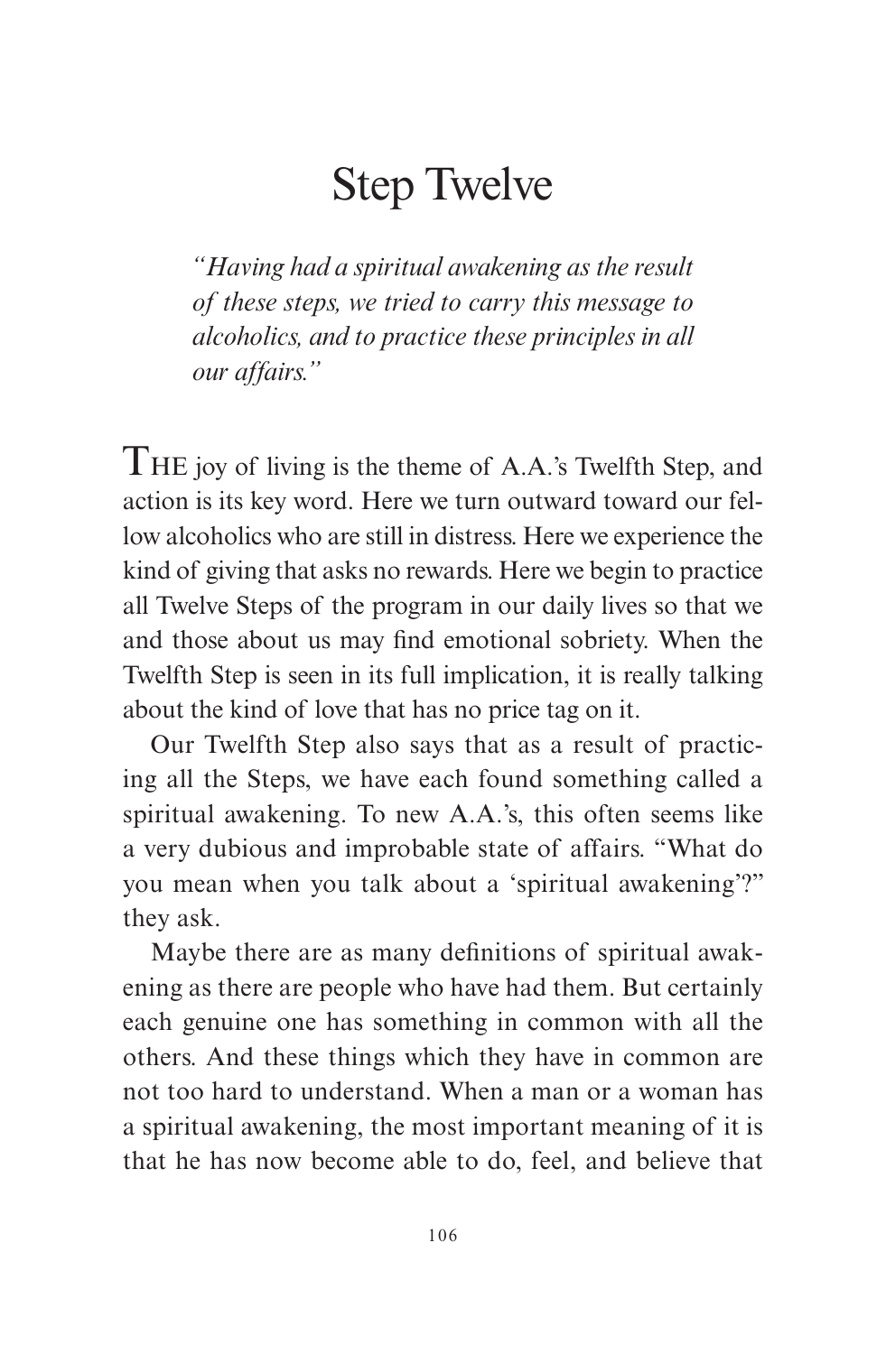# Step Twelve

*"Having had a spiritual awakening as the result of these steps, we tried to carry this message to alcoholics, and to practice these principles in all our affairs."*

THE joy of living is the theme of A.A.'s Twelfth Step, and action is its key word. Here we turn outward toward our fellow alcoholics who are still in distress. Here we experience the kind of giving that asks no rewards. Here we begin to practice all Twelve Steps of the program in our daily lives so that we and those about us may find emotional sobriety. When the Twelfth Step is seen in its full implication, it is really talking about the kind of love that has no price tag on it.

Our Twelfth Step also says that as a result of practicing all the Steps, we have each found something called a spiritual awakening. To new A.A.'s, this often seems like a very dubious and improbable state of affairs. "What do you mean when you talk about a 'spiritual awakening'?" they ask.

Maybe there are as many definitions of spiritual awakening as there are people who have had them. But certainly each genuine one has something in common with all the others. And these things which they have in common are not too hard to understand. When a man or a woman has a spiritual awakening, the most important meaning of it is that he has now become able to do, feel, and believe that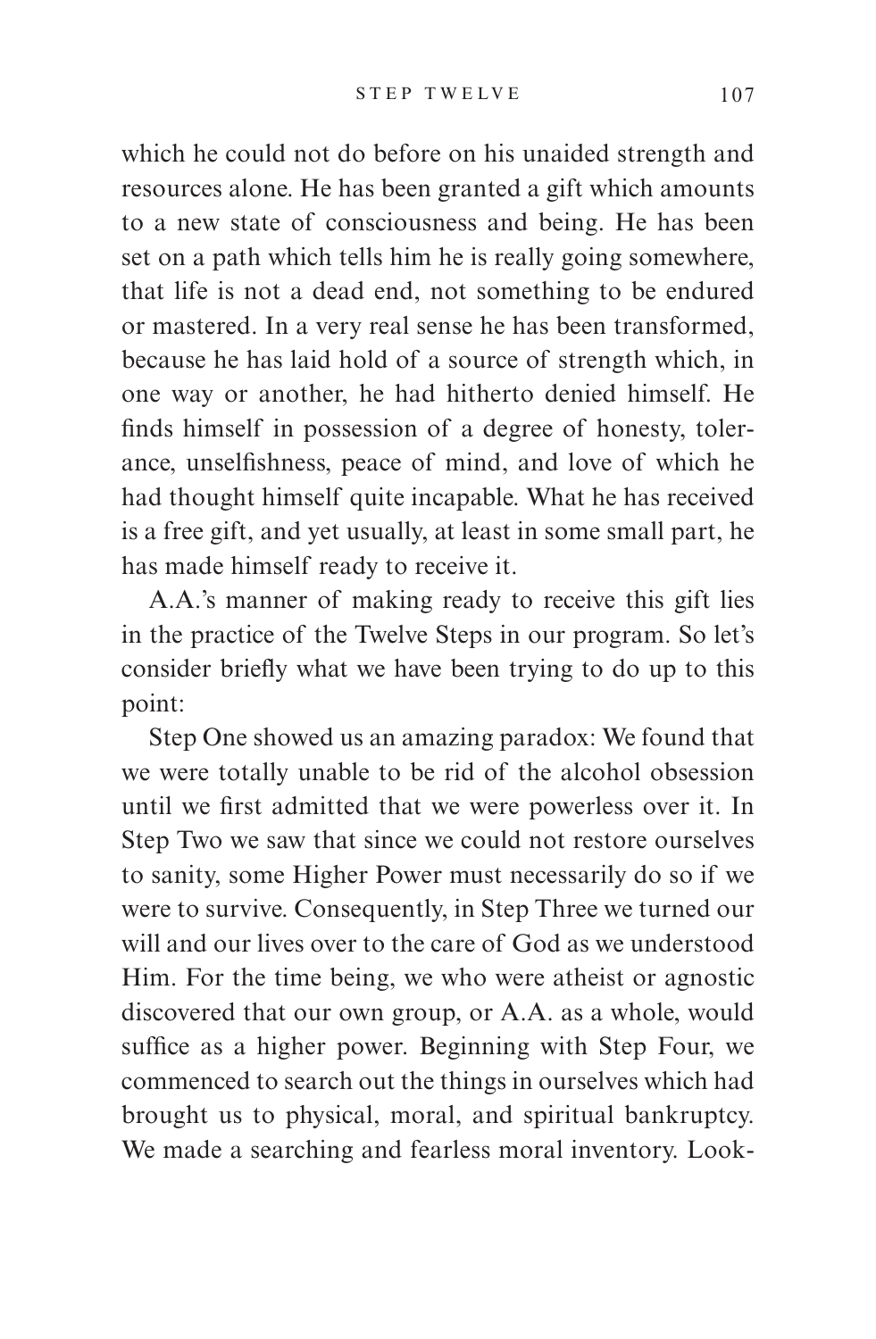which he could not do before on his unaided strength and resources alone. He has been granted a gift which amounts to a new state of consciousness and being. He has been set on a path which tells him he is really going somewhere, that life is not a dead end, not something to be endured or mastered. In a very real sense he has been transformed, because he has laid hold of a source of strength which, in one way or another, he had hitherto denied himself. He finds himself in possession of a degree of honesty, tolerance, unselfishness, peace of mind, and love of which he had thought himself quite incapable. What he has received is a free gift, and yet usually, at least in some small part, he has made himself ready to receive it.

A.A.'s manner of making ready to receive this gift lies in the practice of the Twelve Steps in our program. So let's consider briefly what we have been trying to do up to this point:

Step One showed us an amazing paradox: We found that we were totally unable to be rid of the alcohol obsession until we first admitted that we were powerless over it. In Step Two we saw that since we could not restore ourselves to sanity, some Higher Power must necessarily do so if we were to survive. Consequently, in Step Three we turned our will and our lives over to the care of God as we understood Him. For the time being, we who were atheist or agnostic discovered that our own group, or A.A. as a whole, would suffice as a higher power. Beginning with Step Four, we commenced to search out the things in ourselves which had brought us to physical, moral, and spiritual bankruptcy. We made a searching and fearless moral inventory. Look-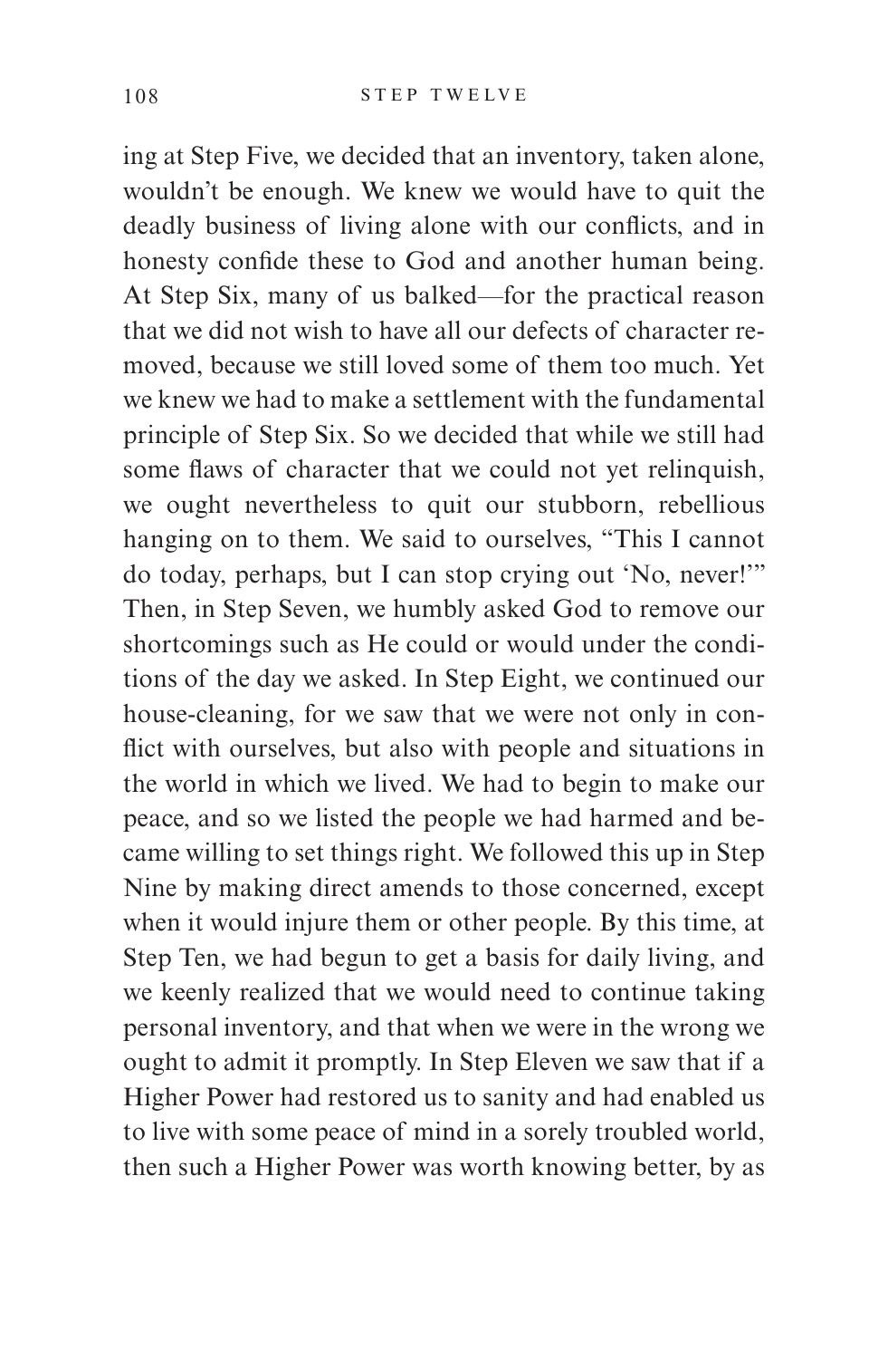ing at Step Five, we decided that an inventory, taken alone, wouldn't be enough. We knew we would have to quit the deadly business of living alone with our conflicts, and in honesty confide these to God and another human being. At Step Six, many of us balked—for the practical reason that we did not wish to have all our defects of character removed, because we still loved some of them too much. Yet we knew we had to make a settlement with the fundamental principle of Step Six. So we decided that while we still had some flaws of character that we could not yet relinquish, we ought nevertheless to quit our stubborn, rebellious hanging on to them. We said to ourselves, "This I cannot do today, perhaps, but I can stop crying out 'No, never!'" Then, in Step Seven, we humbly asked God to remove our shortcomings such as He could or would under the conditions of the day we asked. In Step Eight, we continued our house-cleaning, for we saw that we were not only in conflict with ourselves, but also with people and situations in the world in which we lived. We had to begin to make our peace, and so we listed the people we had harmed and became willing to set things right. We followed this up in Step Nine by making direct amends to those concerned, except when it would injure them or other people. By this time, at Step Ten, we had begun to get a basis for daily living, and we keenly realized that we would need to continue taking personal inventory, and that when we were in the wrong we ought to admit it promptly. In Step Eleven we saw that if a Higher Power had restored us to sanity and had enabled us to live with some peace of mind in a sorely troubled world, then such a Higher Power was worth knowing better, by as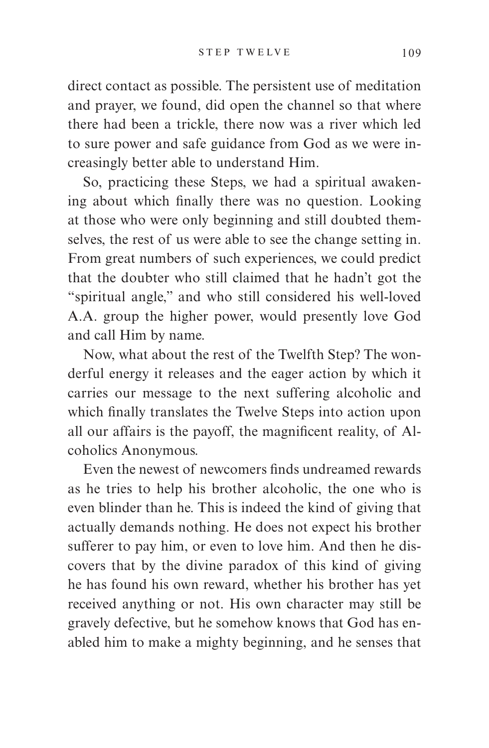direct contact as possible. The persistent use of meditation and prayer, we found, did open the channel so that where there had been a trickle, there now was a river which led to sure power and safe guidance from God as we were increasingly better able to understand Him.

So, practicing these Steps, we had a spiritual awakening about which finally there was no question. Looking at those who were only beginning and still doubted themselves, the rest of us were able to see the change setting in. From great numbers of such experiences, we could predict that the doubter who still claimed that he hadn't got the "spiritual angle," and who still considered his well-loved A.A. group the higher power, would presently love God and call Him by name.

Now, what about the rest of the Twelfth Step? The wonderful energy it releases and the eager action by which it carries our message to the next suffering alcoholic and which finally translates the Twelve Steps into action upon all our affairs is the payoff, the magnificent reality, of Alcoholics Anonymous.

Even the newest of newcomers finds undreamed rewards as he tries to help his brother alcoholic, the one who is even blinder than he. This is indeed the kind of giving that actually demands nothing. He does not expect his brother sufferer to pay him, or even to love him. And then he discovers that by the divine paradox of this kind of giving he has found his own reward, whether his brother has yet received anything or not. His own character may still be gravely defective, but he somehow knows that God has enabled him to make a mighty beginning, and he senses that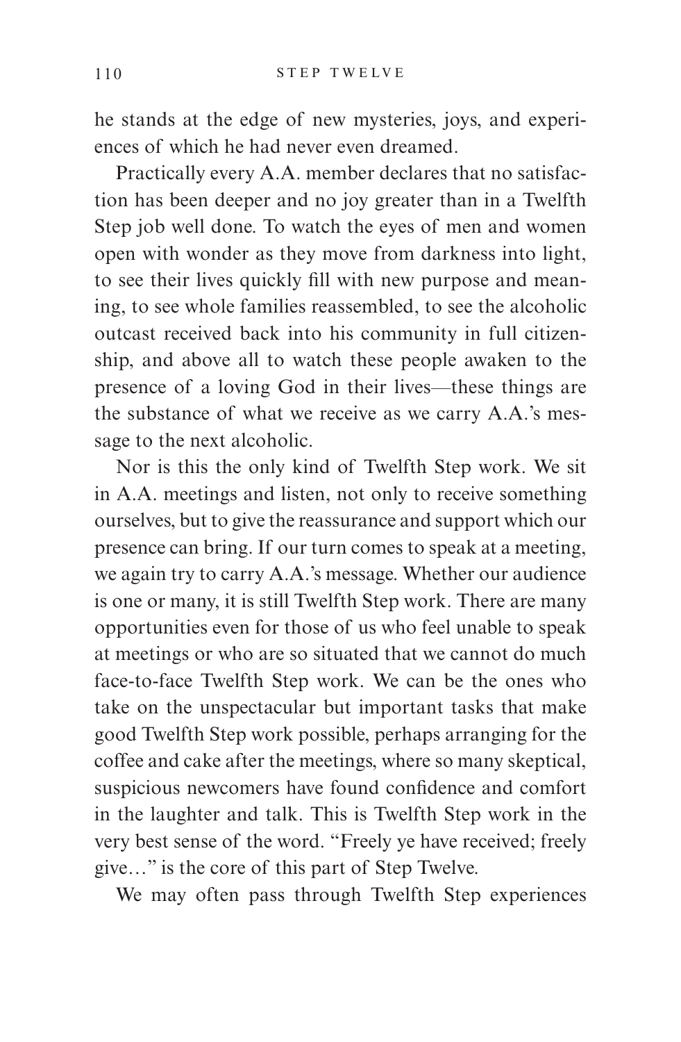he stands at the edge of new mysteries, joys, and experiences of which he had never even dreamed.

Practically every A.A. member declares that no satisfaction has been deeper and no joy greater than in a Twelfth Step job well done. To watch the eyes of men and women open with wonder as they move from darkness into light, to see their lives quickly fill with new purpose and meaning, to see whole families reassembled, to see the alcoholic outcast received back into his community in full citizenship, and above all to watch these people awaken to the presence of a loving God in their lives—these things are the substance of what we receive as we carry A.A.'s message to the next alcoholic.

Nor is this the only kind of Twelfth Step work. We sit in A.A. meetings and listen, not only to receive something ourselves, but to give the reassurance and support which our presence can bring. If our turn comes to speak at a meeting, we again try to carry A.A.'s message. Whether our audience is one or many, it is still Twelfth Step work. There are many opportunities even for those of us who feel unable to speak at meetings or who are so situated that we cannot do much face-to-face Twelfth Step work. We can be the ones who take on the unspectacular but important tasks that make good Twelfth Step work possible, perhaps arranging for the coffee and cake after the meetings, where so many skeptical, suspicious newcomers have found confidence and comfort in the laughter and talk. This is Twelfth Step work in the very best sense of the word. "Freely ye have received; freely give…" is the core of this part of Step Twelve.

We may often pass through Twelfth Step experiences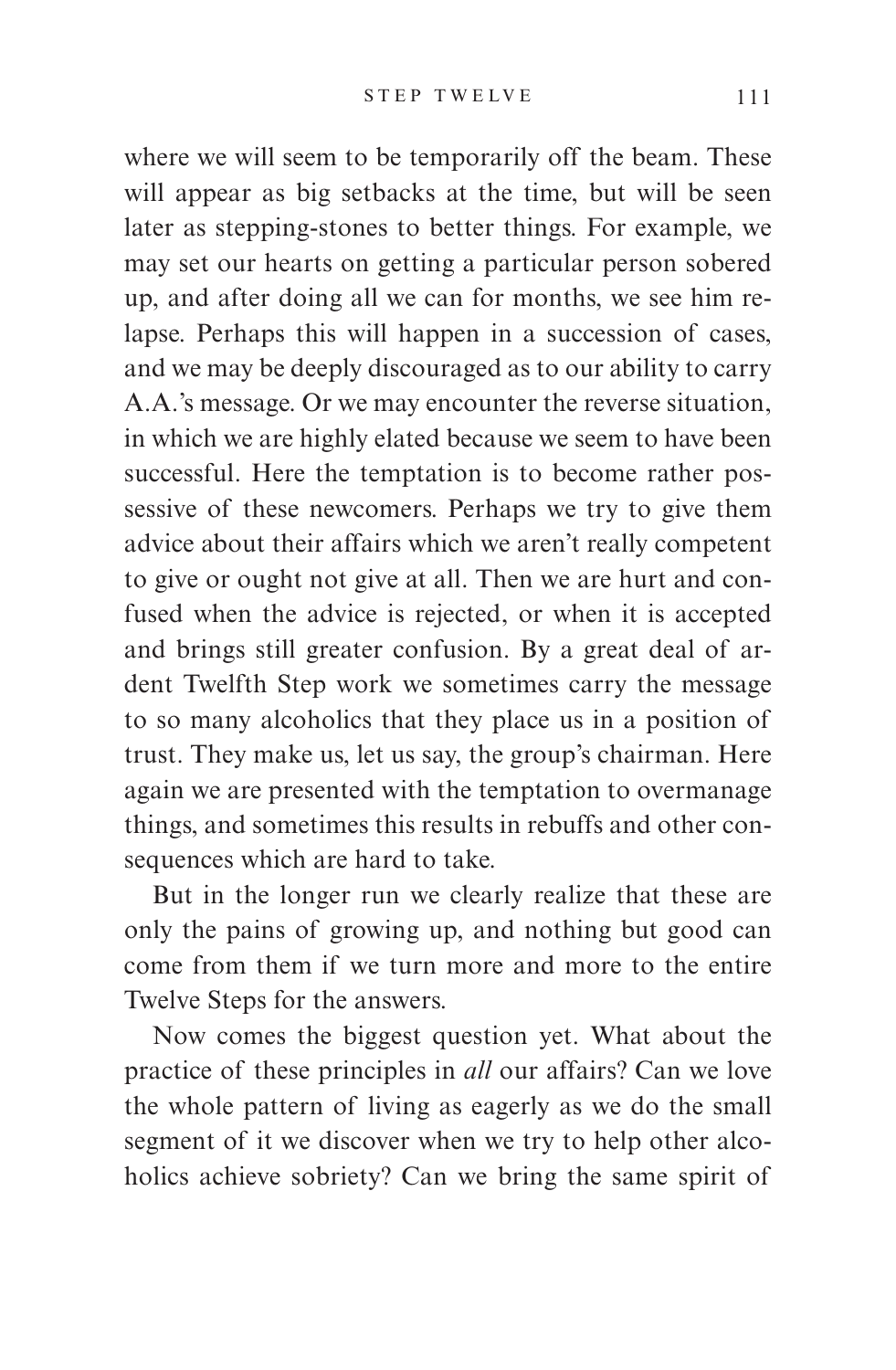where we will seem to be temporarily off the beam. These will appear as big setbacks at the time, but will be seen later as stepping-stones to better things. For example, we may set our hearts on getting a particular person sobered up, and after doing all we can for months, we see him relapse. Perhaps this will happen in a succession of cases, and we may be deeply discouraged as to our ability to carry A.A.'s message. Or we may encounter the reverse situation, in which we are highly elated because we seem to have been successful. Here the temptation is to become rather possessive of these newcomers. Perhaps we try to give them advice about their affairs which we aren't really competent to give or ought not give at all. Then we are hurt and confused when the advice is rejected, or when it is accepted and brings still greater confusion. By a great deal of ardent Twelfth Step work we sometimes carry the message to so many alcoholics that they place us in a position of trust. They make us, let us say, the group's chairman. Here again we are presented with the temptation to overmanage things, and sometimes this results in rebuffs and other consequences which are hard to take.

But in the longer run we clearly realize that these are only the pains of growing up, and nothing but good can come from them if we turn more and more to the entire Twelve Steps for the answers.

Now comes the biggest question yet. What about the practice of these principles in *all* our affairs? Can we love the whole pattern of living as eagerly as we do the small segment of it we discover when we try to help other alcoholics achieve sobriety? Can we bring the same spirit of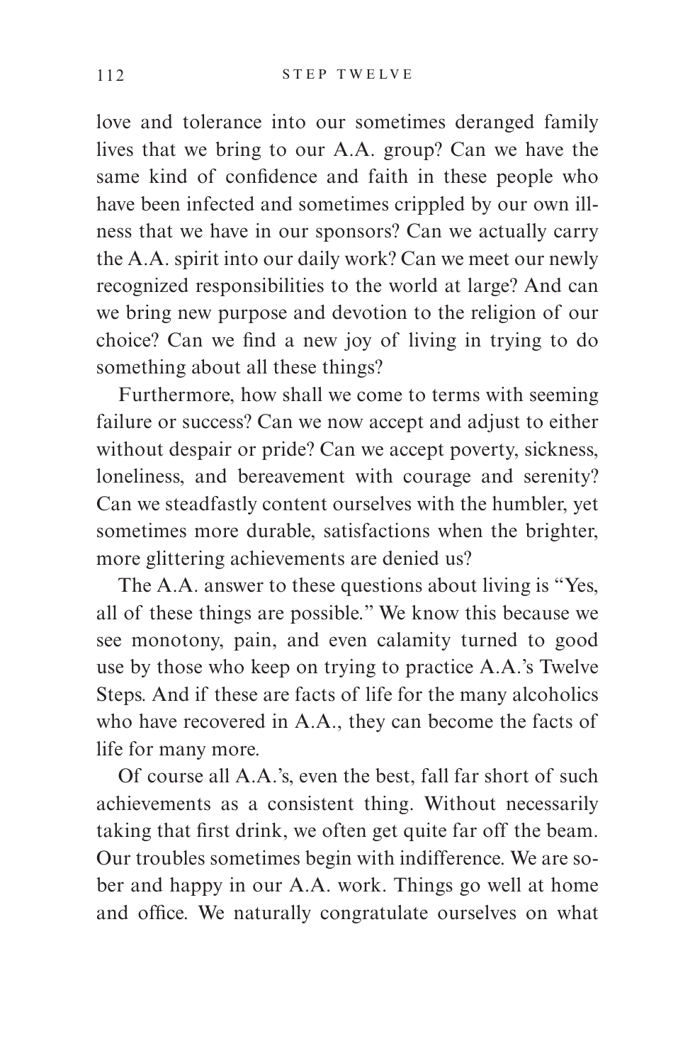love and tolerance into our sometimes deranged family lives that we bring to our A.A. group? Can we have the same kind of confidence and faith in these people who have been infected and sometimes crippled by our own illness that we have in our sponsors? Can we actually carry the A.A. spirit into our daily work? Can we meet our newly recognized responsibilities to the world at large? And can we bring new purpose and devotion to the religion of our choice? Can we find a new joy of living in trying to do something about all these things?

Furthermore, how shall we come to terms with seeming failure or success? Can we now accept and adjust to either without despair or pride? Can we accept poverty, sickness, loneliness, and bereavement with courage and serenity? Can we steadfastly content ourselves with the humbler, yet sometimes more durable, satisfactions when the brighter, more glittering achievements are denied us?

The A.A. answer to these questions about living is "Yes, all of these things are possible." We know this because we see monotony, pain, and even calamity turned to good use by those who keep on trying to practice A.A.'s Twelve Steps. And if these are facts of life for the many alcoholics who have recovered in A.A., they can become the facts of life for many more.

Of course all A.A.'s, even the best, fall far short of such achievements as a consistent thing. Without necessarily taking that first drink, we often get quite far off the beam. Our troubles sometimes begin with indifference. We are sober and happy in our A.A. work. Things go well at home and office. We naturally congratulate ourselves on what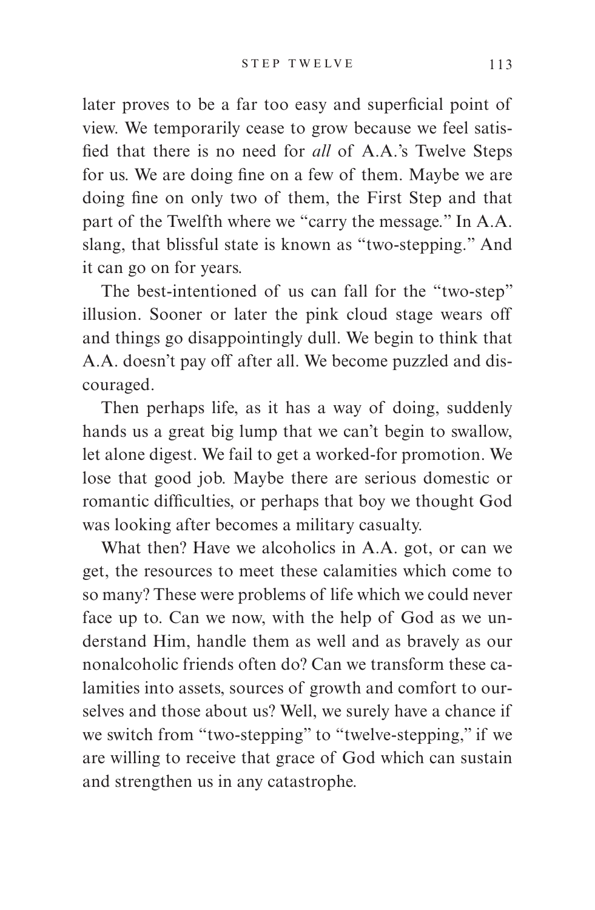later proves to be a far too easy and superficial point of view. We temporarily cease to grow because we feel satisfied that there is no need for *all* of A.A.'s Twelve Steps for us. We are doing fine on a few of them. Maybe we are doing fine on only two of them, the First Step and that part of the Twelfth where we "carry the message." In A.A. slang, that blissful state is known as "two-stepping." And it can go on for years.

The best-intentioned of us can fall for the "two-step" illusion. Sooner or later the pink cloud stage wears off and things go disappointingly dull. We begin to think that A.A. doesn't pay off after all. We become puzzled and discouraged.

Then perhaps life, as it has a way of doing, suddenly hands us a great big lump that we can't begin to swallow, let alone digest. We fail to get a worked-for promotion. We lose that good job. Maybe there are serious domestic or romantic difficulties, or perhaps that boy we thought God was looking after becomes a military casualty.

What then? Have we alcoholics in A.A. got, or can we get, the resources to meet these calamities which come to so many? These were problems of life which we could never face up to. Can we now, with the help of God as we understand Him, handle them as well and as bravely as our nonalcoholic friends often do? Can we transform these calamities into assets, sources of growth and comfort to ourselves and those about us? Well, we surely have a chance if we switch from "two-stepping" to "twelve-stepping," if we are willing to receive that grace of God which can sustain and strengthen us in any catastrophe.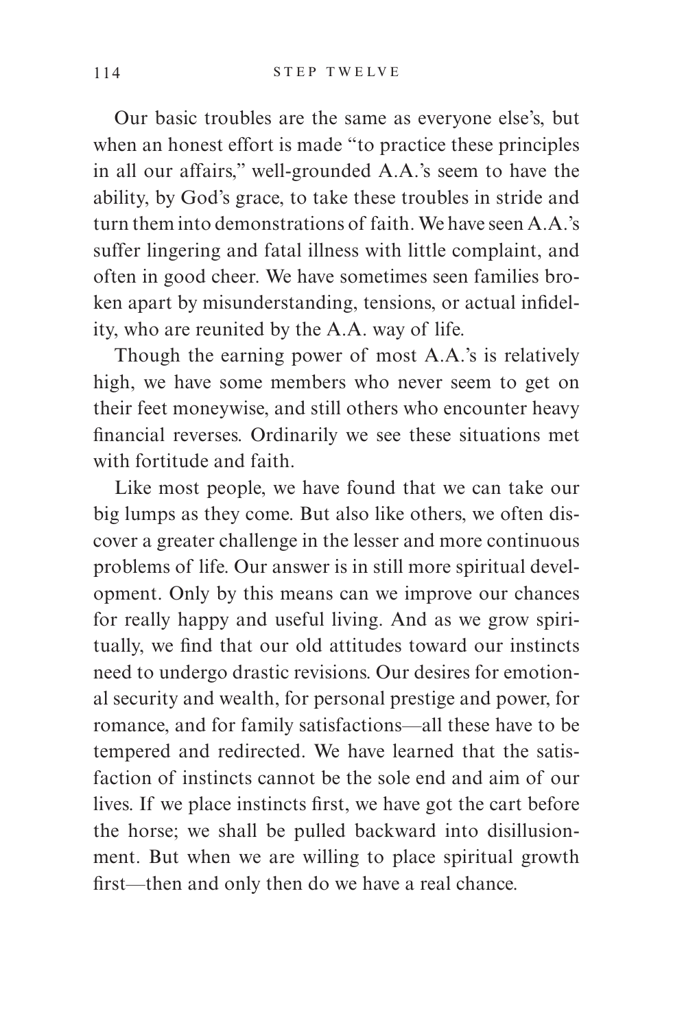Our basic troubles are the same as everyone else's, but when an honest effort is made "to practice these principles in all our affairs," well-grounded A.A.'s seem to have the ability, by God's grace, to take these troubles in stride and turn them into demonstrations of faith. We have seen A.A.'s suffer lingering and fatal illness with little complaint, and often in good cheer. We have sometimes seen families broken apart by misunderstanding, tensions, or actual infidelity, who are reunited by the A.A. way of life.

Though the earning power of most A.A.'s is relatively high, we have some members who never seem to get on their feet moneywise, and still others who encounter heavy financial reverses. Ordinarily we see these situations met with fortitude and faith.

Like most people, we have found that we can take our big lumps as they come. But also like others, we often discover a greater challenge in the lesser and more continuous problems of life. Our answer is in still more spiritual development. Only by this means can we improve our chances for really happy and useful living. And as we grow spiritually, we find that our old attitudes toward our instincts need to undergo drastic revisions. Our desires for emotional security and wealth, for personal prestige and power, for romance, and for family satisfactions—all these have to be tempered and redirected. We have learned that the satisfaction of instincts cannot be the sole end and aim of our lives. If we place instincts first, we have got the cart before the horse; we shall be pulled backward into disillusionment. But when we are willing to place spiritual growth first—then and only then do we have a real chance.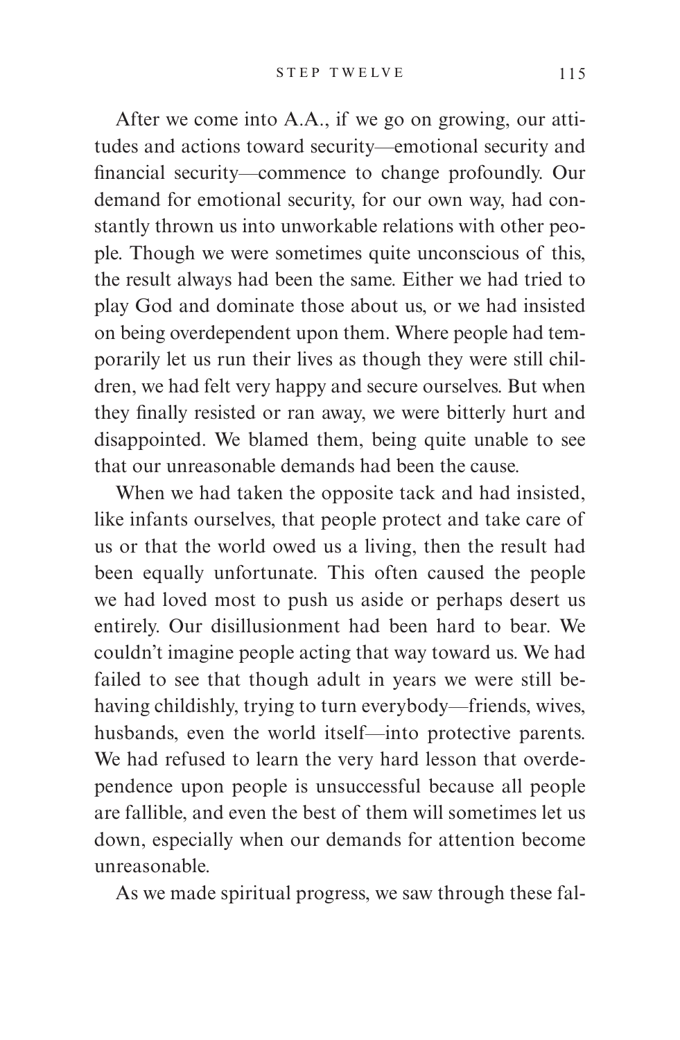After we come into A.A., if we go on growing, our attitudes and actions toward security—emotional security and financial security—commence to change profoundly. Our demand for emotional security, for our own way, had constantly thrown us into unworkable relations with other people. Though we were sometimes quite unconscious of this, the result always had been the same. Either we had tried to play God and dominate those about us, or we had insisted on being overdependent upon them. Where people had temporarily let us run their lives as though they were still children, we had felt very happy and secure ourselves. But when they finally resisted or ran away, we were bitterly hurt and disappointed. We blamed them, being quite unable to see that our unreasonable demands had been the cause.

When we had taken the opposite tack and had insisted, like infants ourselves, that people protect and take care of us or that the world owed us a living, then the result had been equally unfortunate. This often caused the people we had loved most to push us aside or perhaps desert us entirely. Our disillusionment had been hard to bear. We couldn't imagine people acting that way toward us. We had failed to see that though adult in years we were still behaving childishly, trying to turn everybody—friends, wives, husbands, even the world itself—into protective parents. We had refused to learn the very hard lesson that overdependence upon people is unsuccessful because all people are fallible, and even the best of them will sometimes let us down, especially when our demands for attention become unreasonable.

As we made spiritual progress, we saw through these fal-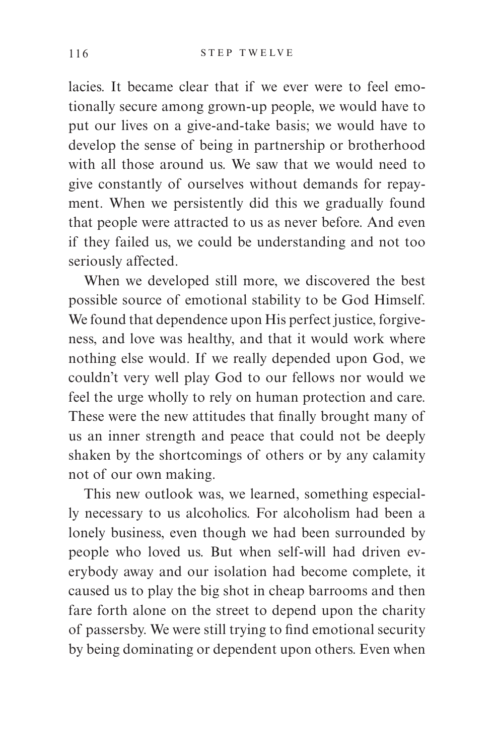lacies. It became clear that if we ever were to feel emotionally secure among grown-up people, we would have to put our lives on a give-and-take basis; we would have to develop the sense of being in partnership or brotherhood with all those around us. We saw that we would need to give constantly of ourselves without demands for repayment. When we persistently did this we gradually found that people were attracted to us as never before. And even if they failed us, we could be understanding and not too seriously affected.

When we developed still more, we discovered the best possible source of emotional stability to be God Himself. We found that dependence upon His perfect justice, forgiveness, and love was healthy, and that it would work where nothing else would. If we really depended upon God, we couldn't very well play God to our fellows nor would we feel the urge wholly to rely on human protection and care. These were the new attitudes that finally brought many of us an inner strength and peace that could not be deeply shaken by the shortcomings of others or by any calamity not of our own making.

This new outlook was, we learned, something especially necessary to us alcoholics. For alcoholism had been a lonely business, even though we had been surrounded by people who loved us. But when self-will had driven everybody away and our isolation had become complete, it caused us to play the big shot in cheap barrooms and then fare forth alone on the street to depend upon the charity of passersby. We were still trying to find emotional security by being dominating or dependent upon others. Even when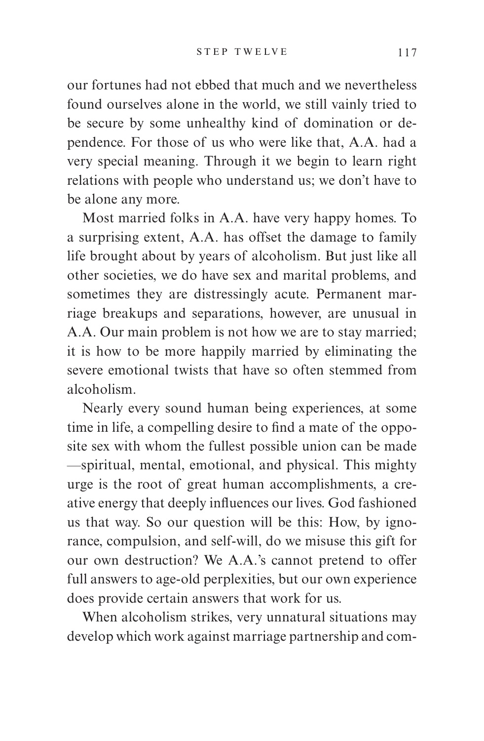our fortunes had not ebbed that much and we nevertheless found ourselves alone in the world, we still vainly tried to be secure by some unhealthy kind of domination or dependence. For those of us who were like that, A.A. had a very special meaning. Through it we begin to learn right relations with people who understand us; we don't have to be alone any more.

Most married folks in A.A. have very happy homes. To a surprising extent, A.A. has offset the damage to family life brought about by years of alcoholism. But just like all other societies, we do have sex and marital problems, and sometimes they are distressingly acute. Permanent marriage breakups and separations, however, are unusual in A.A. Our main problem is not how we are to stay married; it is how to be more happily married by eliminating the severe emotional twists that have so often stemmed from alcoholism.

Nearly every sound human being experiences, at some time in life, a compelling desire to find a mate of the opposite sex with whom the fullest possible union can be made —spiritual, mental, emotional, and physical. This mighty urge is the root of great human accomplishments, a creative energy that deeply influences our lives. God fashioned us that way. So our question will be this: How, by ignorance, compulsion, and self-will, do we misuse this gift for our own destruction? We A.A.'s cannot pretend to offer full answers to age-old perplexities, but our own experience does provide certain answers that work for us.

When alcoholism strikes, very unnatural situations may develop which work against marriage partnership and com-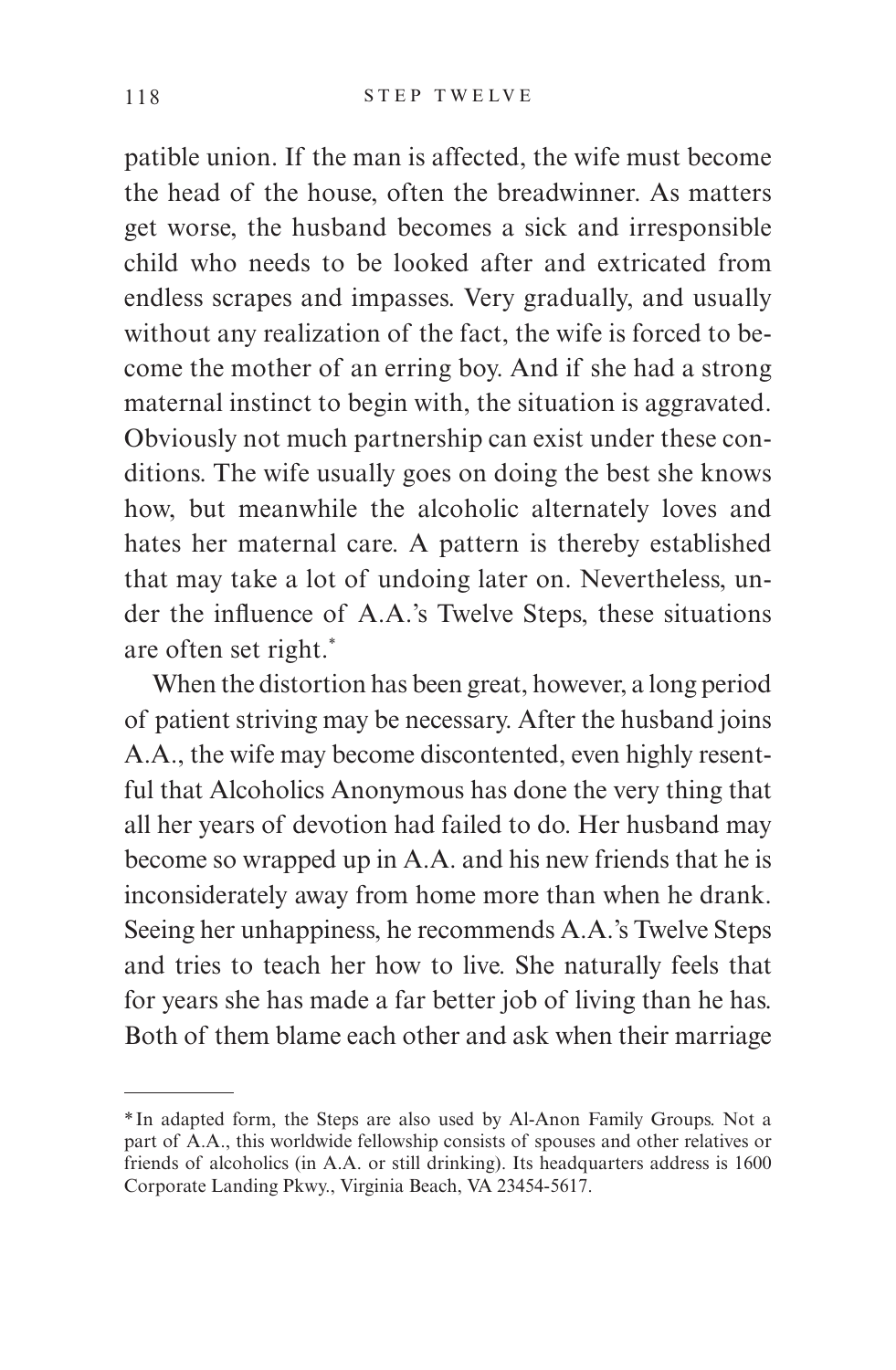patible union. If the man is affected, the wife must become the head of the house, often the breadwinner. As matters get worse, the husband becomes a sick and irresponsible child who needs to be looked after and extricated from endless scrapes and impasses. Very gradually, and usually without any realization of the fact, the wife is forced to become the mother of an erring boy. And if she had a strong maternal instinct to begin with, the situation is aggravated. Obviously not much partnership can exist under these conditions. The wife usually goes on doing the best she knows how, but meanwhile the alcoholic alternately loves and hates her maternal care. A pattern is thereby established that may take a lot of undoing later on. Nevertheless, under the influence of A.A.'s Twelve Steps, these situations are often set right.*

When the distortion has been great, however, a long period of patient striving may be necessary. After the husband joins A.A., the wife may become discontented, even highly resentful that Alcoholics Anonymous has done the very thing that all her years of devotion had failed to do. Her husband may become so wrapped up in A.A. and his new friends that he is inconsiderately away from home more than when he drank. Seeing her unhappiness, he recommends A.A.'s Twelve Steps and tries to teach her how to live. She naturally feels that for years she has made a far better job of living than he has. Both of them blame each other and ask when their marriage

---

* In adapted form, the Steps are also used by Al-Anon Family Groups. Not a part of A.A., this worldwide fellowship consists of spouses and other relatives or friends of alcoholics (in A.A. or still drinking). Its headquarters address is 1600 Corporate Landing Pkwy., Virginia Beach, VA 23454-5617.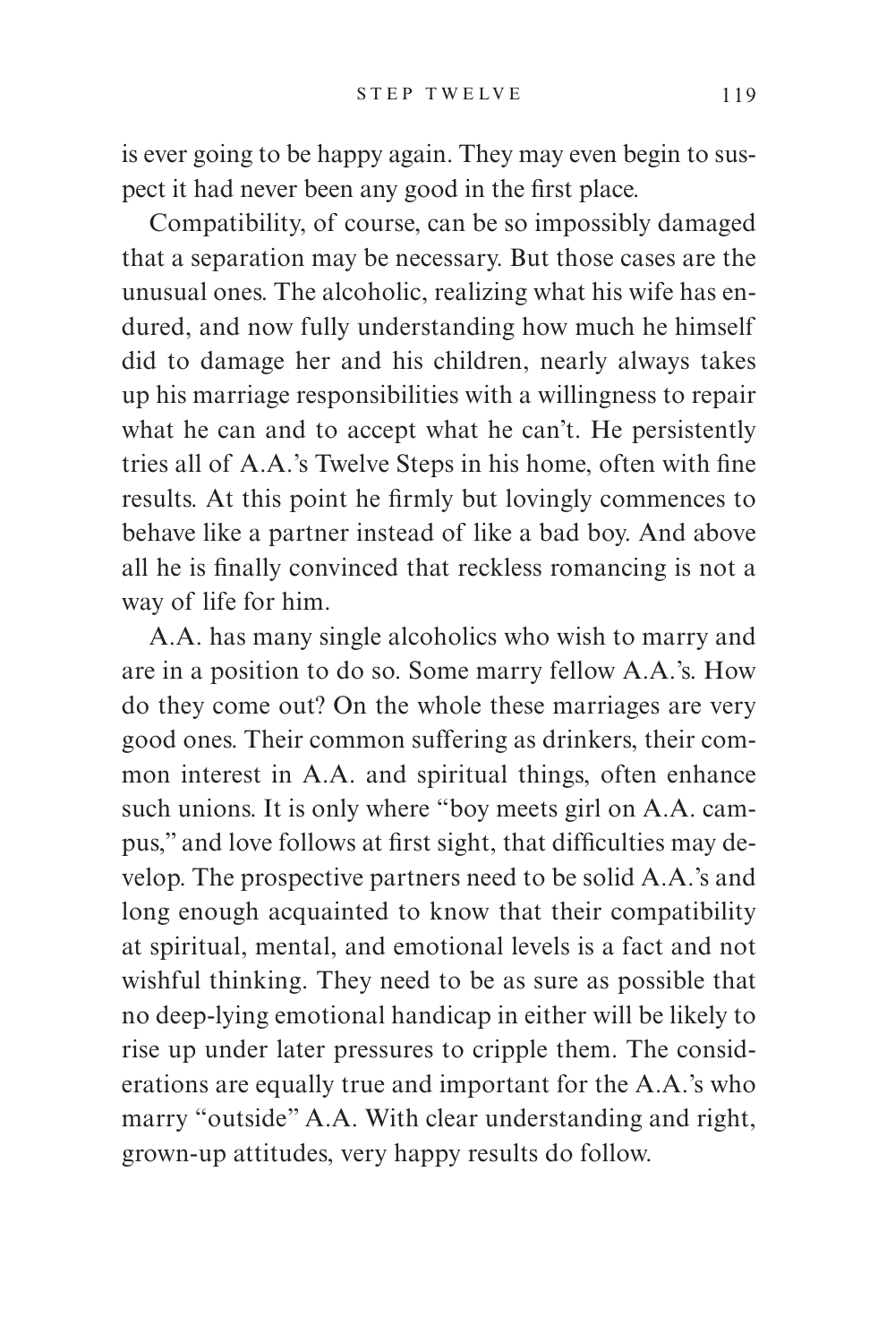is ever going to be happy again. They may even begin to suspect it had never been any good in the first place.

Compatibility, of course, can be so impossibly damaged that a separation may be necessary. But those cases are the unusual ones. The alcoholic, realizing what his wife has endured, and now fully understanding how much he himself did to damage her and his children, nearly always takes up his marriage responsibilities with a willingness to repair what he can and to accept what he can't. He persistently tries all of A.A.'s Twelve Steps in his home, often with fine results. At this point he firmly but lovingly commences to behave like a partner instead of like a bad boy. And above all he is finally convinced that reckless romancing is not a way of life for him.

A.A. has many single alcoholics who wish to marry and are in a position to do so. Some marry fellow A.A.'s. How do they come out? On the whole these marriages are very good ones. Their common suffering as drinkers, their common interest in A.A. and spiritual things, often enhance such unions. It is only where "boy meets girl on A.A. campus," and love follows at first sight, that difficulties may develop. The prospective partners need to be solid A.A.'s and long enough acquainted to know that their compatibility at spiritual, mental, and emotional levels is a fact and not wishful thinking. They need to be as sure as possible that no deep-lying emotional handicap in either will be likely to rise up under later pressures to cripple them. The considerations are equally true and important for the A.A.'s who marry "outside" A.A. With clear understanding and right, grown-up attitudes, very happy results do follow.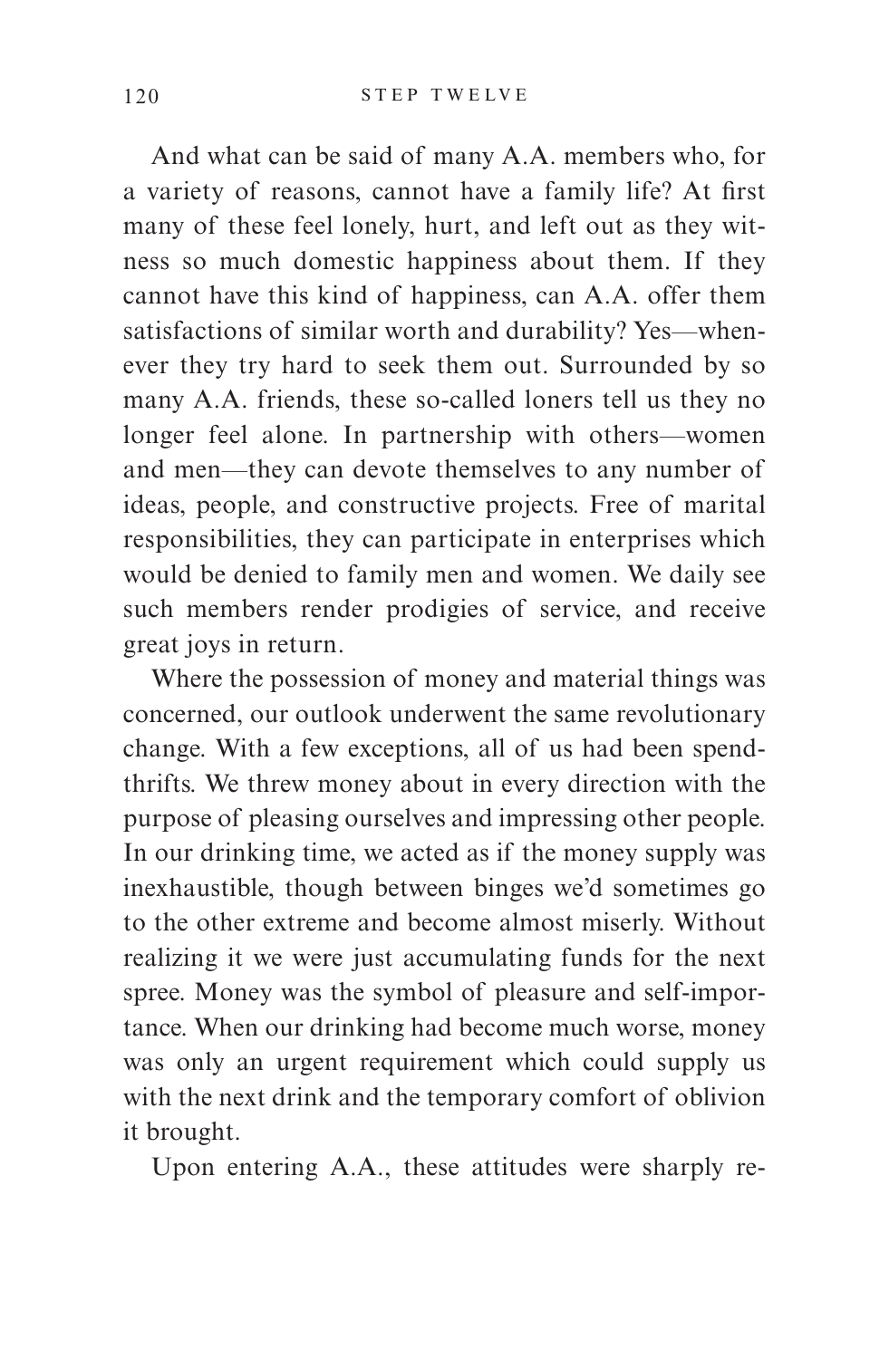And what can be said of many A.A. members who, for a variety of reasons, cannot have a family life? At first many of these feel lonely, hurt, and left out as they witness so much domestic happiness about them. If they cannot have this kind of happiness, can A.A. offer them satisfactions of similar worth and durability? Yes—whenever they try hard to seek them out. Surrounded by so many A.A. friends, these so-called loners tell us they no longer feel alone. In partnership with others—women and men—they can devote themselves to any number of ideas, people, and constructive projects. Free of marital responsibilities, they can participate in enterprises which would be denied to family men and women. We daily see such members render prodigies of service, and receive great joys in return.

Where the possession of money and material things was concerned, our outlook underwent the same revolutionary change. With a few exceptions, all of us had been spendthrifts. We threw money about in every direction with the purpose of pleasing ourselves and impressing other people. In our drinking time, we acted as if the money supply was inexhaustible, though between binges we'd sometimes go to the other extreme and become almost miserly. Without realizing it we were just accumulating funds for the next spree. Money was the symbol of pleasure and self-importance. When our drinking had become much worse, money was only an urgent requirement which could supply us with the next drink and the temporary comfort of oblivion it brought.

Upon entering A.A., these attitudes were sharply re-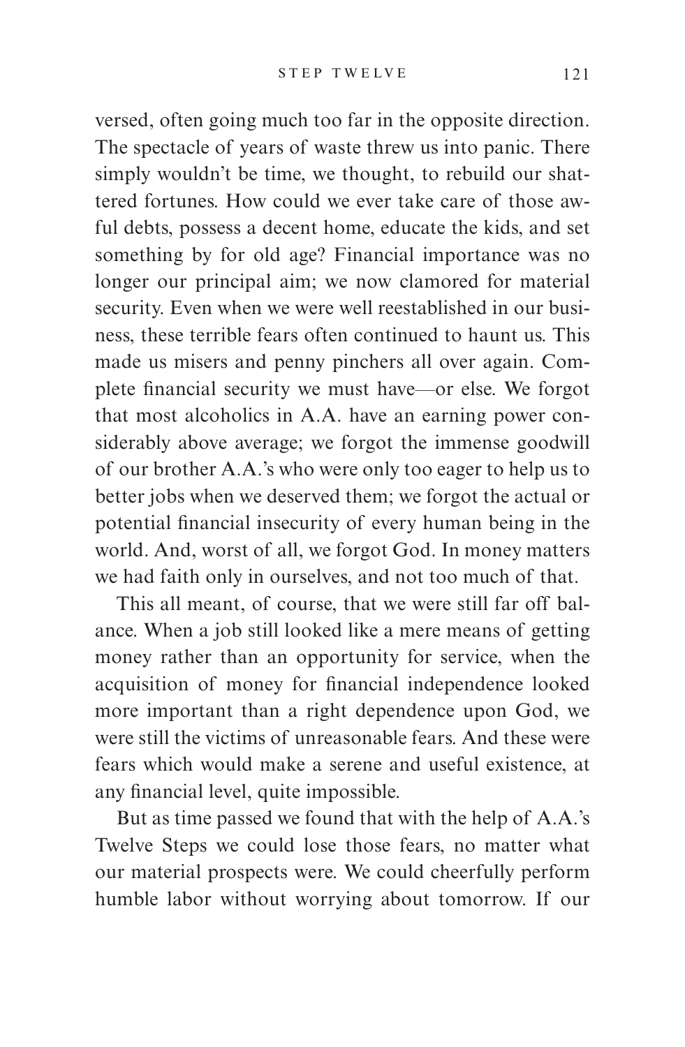versed, often going much too far in the opposite direction. The spectacle of years of waste threw us into panic. There simply wouldn't be time, we thought, to rebuild our shattered fortunes. How could we ever take care of those awful debts, possess a decent home, educate the kids, and set something by for old age? Financial importance was no longer our principal aim; we now clamored for material security. Even when we were well reestablished in our business, these terrible fears often continued to haunt us. This made us misers and penny pinchers all over again. Complete financial security we must have—or else. We forgot that most alcoholics in A.A. have an earning power considerably above average; we forgot the immense goodwill of our brother A.A.'s who were only too eager to help us to better jobs when we deserved them; we forgot the actual or potential financial insecurity of every human being in the world. And, worst of all, we forgot God. In money matters we had faith only in ourselves, and not too much of that.

This all meant, of course, that we were still far off balance. When a job still looked like a mere means of getting money rather than an opportunity for service, when the acquisition of money for financial independence looked more important than a right dependence upon God, we were still the victims of unreasonable fears. And these were fears which would make a serene and useful existence, at any financial level, quite impossible.

But as time passed we found that with the help of A.A.'s Twelve Steps we could lose those fears, no matter what our material prospects were. We could cheerfully perform humble labor without worrying about tomorrow. If our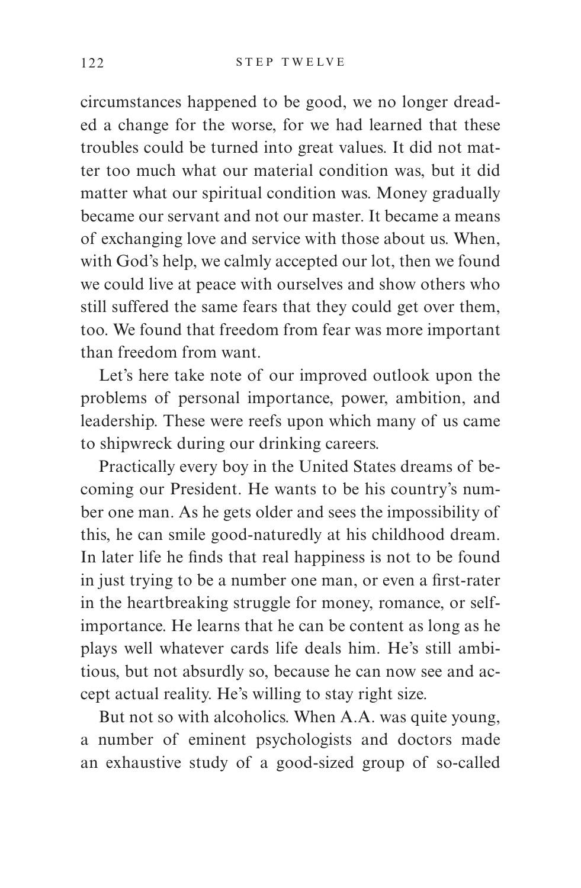circumstances happened to be good, we no longer dreaded a change for the worse, for we had learned that these troubles could be turned into great values. It did not matter too much what our material condition was, but it did matter what our spiritual condition was. Money gradually became our servant and not our master. It became a means of exchanging love and service with those about us. When, with God's help, we calmly accepted our lot, then we found we could live at peace with ourselves and show others who still suffered the same fears that they could get over them, too. We found that freedom from fear was more important than freedom from want.

Let's here take note of our improved outlook upon the problems of personal importance, power, ambition, and leadership. These were reefs upon which many of us came to shipwreck during our drinking careers.

Practically every boy in the United States dreams of becoming our President. He wants to be his country's number one man. As he gets older and sees the impossibility of this, he can smile good-naturedly at his childhood dream. In later life he finds that real happiness is not to be found in just trying to be a number one man, or even a first-rater in the heartbreaking struggle for money, romance, or self-importance. He learns that he can be content as long as he plays well whatever cards life deals him. He's still ambitious, but not absurdly so, because he can now see and accept actual reality. He's willing to stay right size.

But not so with alcoholics. When A.A. was quite young, a number of eminent psychologists and doctors made an exhaustive study of a good-sized group of so-called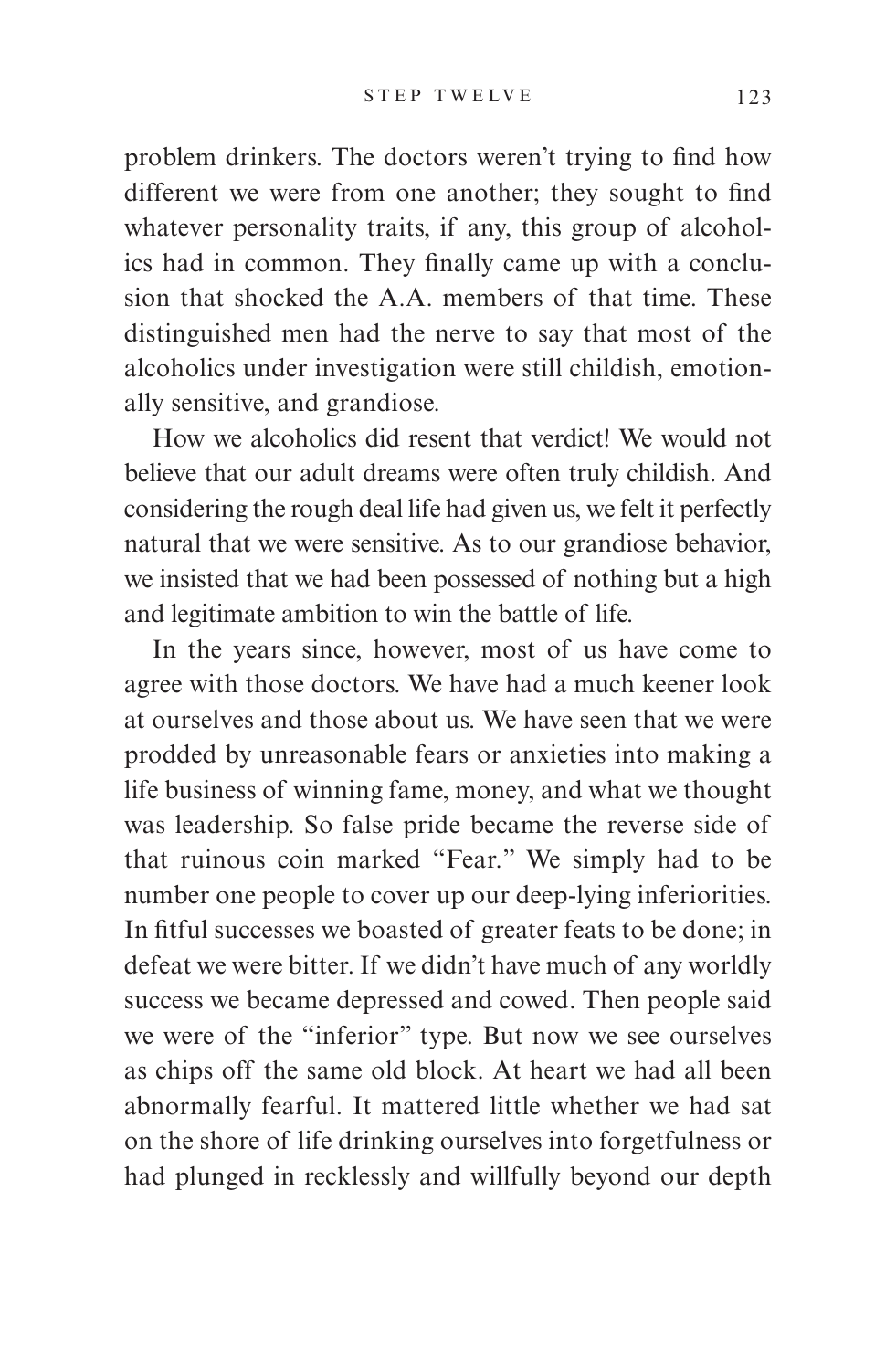problem drinkers. The doctors weren't trying to find how different we were from one another; they sought to find whatever personality traits, if any, this group of alcoholics had in common. They finally came up with a conclusion that shocked the A.A. members of that time. These distinguished men had the nerve to say that most of the alcoholics under investigation were still childish, emotionally sensitive, and grandiose.

How we alcoholics did resent that verdict! We would not believe that our adult dreams were often truly childish. And considering the rough deal life had given us, we felt it perfectly natural that we were sensitive. As to our grandiose behavior, we insisted that we had been possessed of nothing but a high and legitimate ambition to win the battle of life.

In the years since, however, most of us have come to agree with those doctors. We have had a much keener look at ourselves and those about us. We have seen that we were prodded by unreasonable fears or anxieties into making a life business of winning fame, money, and what we thought was leadership. So false pride became the reverse side of that ruinous coin marked "Fear." We simply had to be number one people to cover up our deep-lying inferiorities. In fitful successes we boasted of greater feats to be done; in defeat we were bitter. If we didn't have much of any worldly success we became depressed and cowed. Then people said we were of the "inferior" type. But now we see ourselves as chips off the same old block. At heart we had all been abnormally fearful. It mattered little whether we had sat on the shore of life drinking ourselves into forgetfulness or had plunged in recklessly and willfully beyond our depth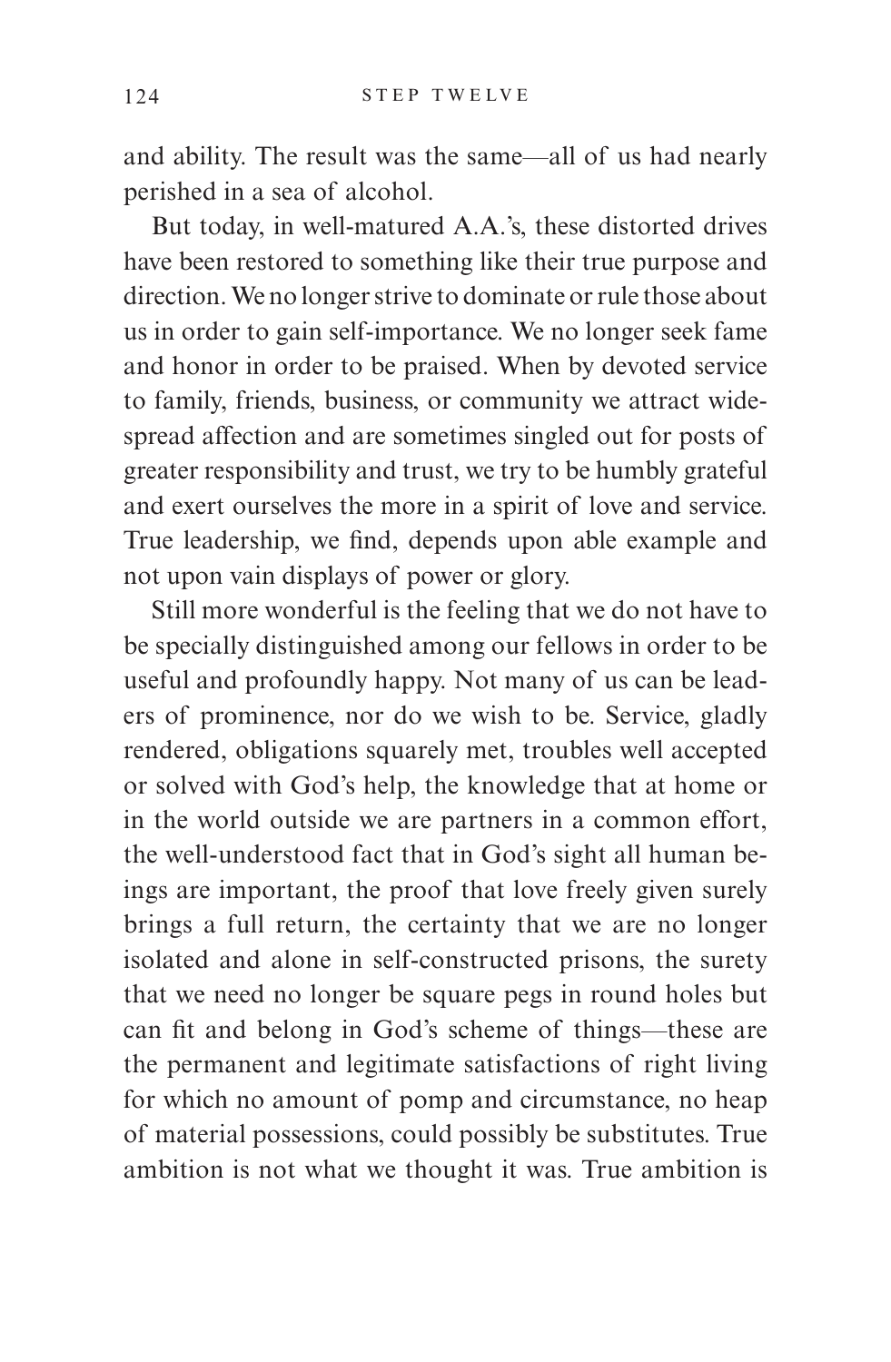and ability. The result was the same—all of us had nearly perished in a sea of alcohol.

But today, in well-matured A.A.'s, these distorted drives have been restored to something like their true purpose and direction. We no longer strive to dominate or rule those about us in order to gain self-importance. We no longer seek fame and honor in order to be praised. When by devoted service to family, friends, business, or community we attract widespread affection and are sometimes singled out for posts of greater responsibility and trust, we try to be humbly grateful and exert ourselves the more in a spirit of love and service. True leadership, we find, depends upon able example and not upon vain displays of power or glory.

Still more wonderful is the feeling that we do not have to be specially distinguished among our fellows in order to be useful and profoundly happy. Not many of us can be leaders of prominence, nor do we wish to be. Service, gladly rendered, obligations squarely met, troubles well accepted or solved with God's help, the knowledge that at home or in the world outside we are partners in a common effort, the well-understood fact that in God's sight all human beings are important, the proof that love freely given surely brings a full return, the certainty that we are no longer isolated and alone in self-constructed prisons, the surety that we need no longer be square pegs in round holes but can fit and belong in God's scheme of things—these are the permanent and legitimate satisfactions of right living for which no amount of pomp and circumstance, no heap of material possessions, could possibly be substitutes. True ambition is not what we thought it was. True ambition is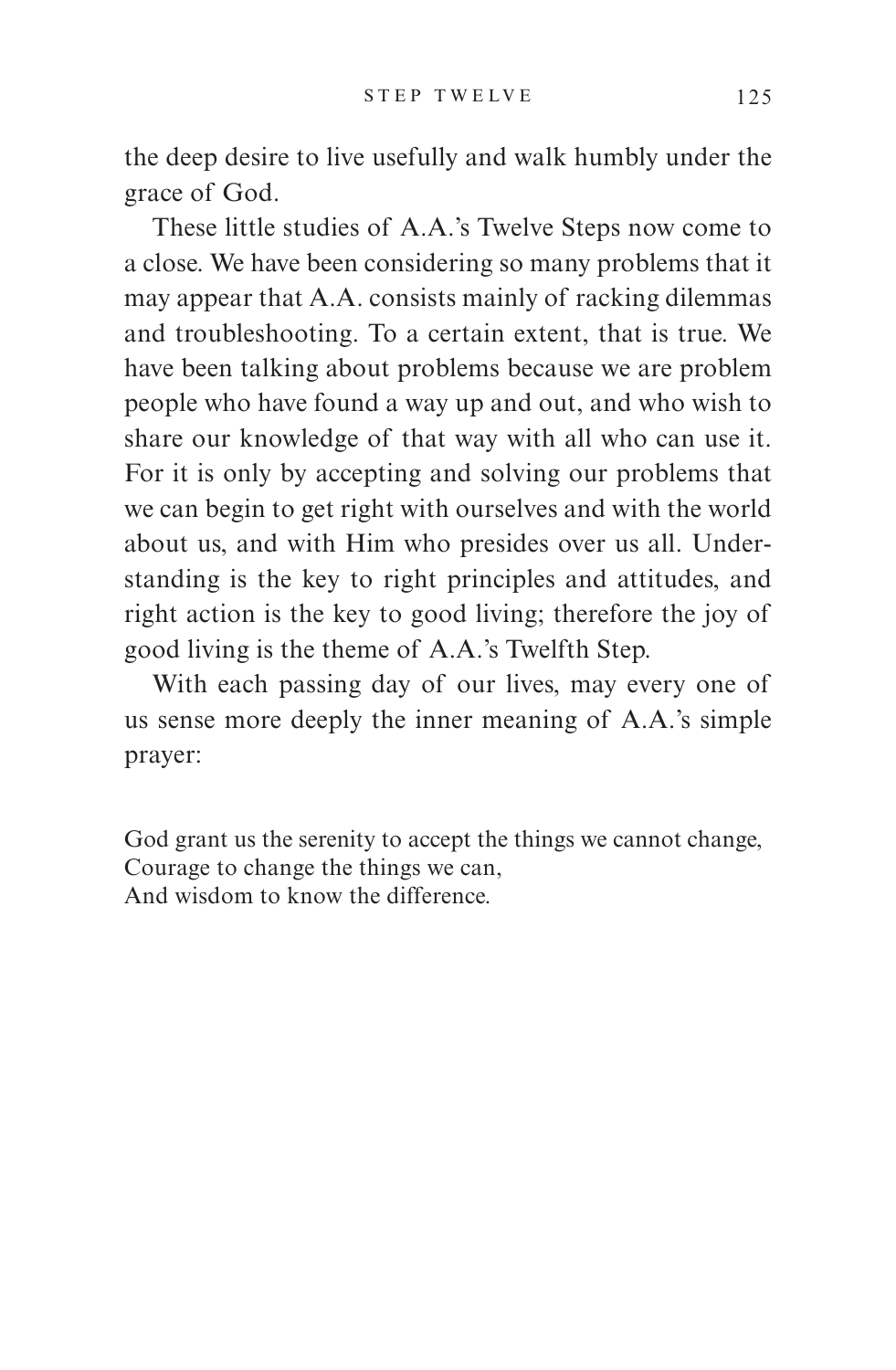the deep desire to live usefully and walk humbly under the grace of God.

These little studies of A.A.'s Twelve Steps now come to a close. We have been considering so many problems that it may appear that A.A. consists mainly of racking dilemmas and troubleshooting. To a certain extent, that is true. We have been talking about problems because we are problem people who have found a way up and out, and who wish to share our knowledge of that way with all who can use it. For it is only by accepting and solving our problems that we can begin to get right with ourselves and with the world about us, and with Him who presides over us all. Understanding is the key to right principles and attitudes, and right action is the key to good living; therefore the joy of good living is the theme of A.A.'s Twelfth Step.

With each passing day of our lives, may every one of us sense more deeply the inner meaning of A.A.'s simple prayer:

God grant us the serenity to accept the things we cannot change,
Courage to change the things we can,
And wisdom to know the difference.